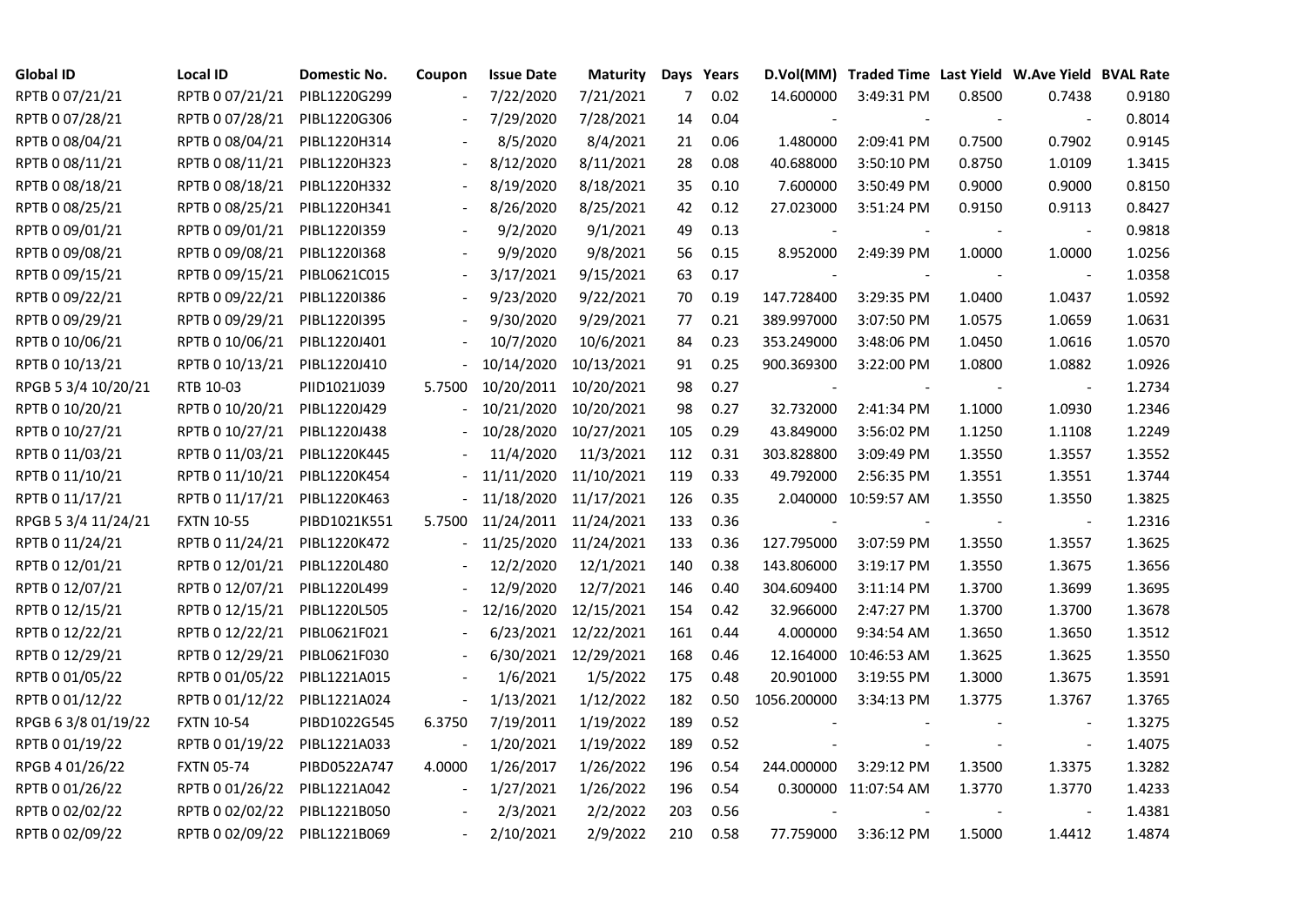| Global ID | Local ID | Domestic No. | Coupon | Issue Date | Maturity | Days | Years | D.Vol(MM) | Traded Time | Last Yield | W.Ave Yield | BVAL Rate |
|---|---|---|---|---|---|---|---|---|---|---|---|---|
| RPTB 0 07/21/21 | RPTB 0 07/21/21 | PIBL1220G299 | - | 7/22/2020 | 7/21/2021 | 7 | 0.02 | 14.600000 | 3:49:31 PM | 0.8500 | 0.7438 | 0.9180 |
| RPTB 0 07/28/21 | RPTB 0 07/28/21 | PIBL1220G306 | - | 7/29/2020 | 7/28/2021 | 14 | 0.04 | - | - | - | - | 0.8014 |
| RPTB 0 08/04/21 | RPTB 0 08/04/21 | PIBL1220H314 | - | 8/5/2020 | 8/4/2021 | 21 | 0.06 | 1.480000 | 2:09:41 PM | 0.7500 | 0.7902 | 0.9145 |
| RPTB 0 08/11/21 | RPTB 0 08/11/21 | PIBL1220H323 | - | 8/12/2020 | 8/11/2021 | 28 | 0.08 | 40.688000 | 3:50:10 PM | 0.8750 | 1.0109 | 1.3415 |
| RPTB 0 08/18/21 | RPTB 0 08/18/21 | PIBL1220H332 | - | 8/19/2020 | 8/18/2021 | 35 | 0.10 | 7.600000 | 3:50:49 PM | 0.9000 | 0.9000 | 0.8150 |
| RPTB 0 08/25/21 | RPTB 0 08/25/21 | PIBL1220H341 | - | 8/26/2020 | 8/25/2021 | 42 | 0.12 | 27.023000 | 3:51:24 PM | 0.9150 | 0.9113 | 0.8427 |
| RPTB 0 09/01/21 | RPTB 0 09/01/21 | PIBL1220I359 | - | 9/2/2020 | 9/1/2021 | 49 | 0.13 | - | - | - | - | 0.9818 |
| RPTB 0 09/08/21 | RPTB 0 09/08/21 | PIBL1220I368 | - | 9/9/2020 | 9/8/2021 | 56 | 0.15 | 8.952000 | 2:49:39 PM | 1.0000 | 1.0000 | 1.0256 |
| RPTB 0 09/15/21 | RPTB 0 09/15/21 | PIBL0621C015 | - | 3/17/2021 | 9/15/2021 | 63 | 0.17 | - | - | - | - | 1.0358 |
| RPTB 0 09/22/21 | RPTB 0 09/22/21 | PIBL1220I386 | - | 9/23/2020 | 9/22/2021 | 70 | 0.19 | 147.728400 | 3:29:35 PM | 1.0400 | 1.0437 | 1.0592 |
| RPTB 0 09/29/21 | RPTB 0 09/29/21 | PIBL1220I395 | - | 9/30/2020 | 9/29/2021 | 77 | 0.21 | 389.997000 | 3:07:50 PM | 1.0575 | 1.0659 | 1.0631 |
| RPTB 0 10/06/21 | RPTB 0 10/06/21 | PIBL1220J401 | - | 10/7/2020 | 10/6/2021 | 84 | 0.23 | 353.249000 | 3:48:06 PM | 1.0450 | 1.0616 | 1.0570 |
| RPTB 0 10/13/21 | RPTB 0 10/13/21 | PIBL1220J410 | - | 10/14/2020 | 10/13/2021 | 91 | 0.25 | 900.369300 | 3:22:00 PM | 1.0800 | 1.0882 | 1.0926 |
| RPGB 5 3/4 10/20/21 | RTB 10-03 | PIID1021J039 | 5.7500 | 10/20/2011 | 10/20/2021 | 98 | 0.27 | - | - | - | - | 1.2734 |
| RPTB 0 10/20/21 | RPTB 0 10/20/21 | PIBL1220J429 | - | 10/21/2020 | 10/20/2021 | 98 | 0.27 | 32.732000 | 2:41:34 PM | 1.1000 | 1.0930 | 1.2346 |
| RPTB 0 10/27/21 | RPTB 0 10/27/21 | PIBL1220J438 | - | 10/28/2020 | 10/27/2021 | 105 | 0.29 | 43.849000 | 3:56:02 PM | 1.1250 | 1.1108 | 1.2249 |
| RPTB 0 11/03/21 | RPTB 0 11/03/21 | PIBL1220K445 | - | 11/4/2020 | 11/3/2021 | 112 | 0.31 | 303.828800 | 3:09:49 PM | 1.3550 | 1.3557 | 1.3552 |
| RPTB 0 11/10/21 | RPTB 0 11/10/21 | PIBL1220K454 | - | 11/11/2020 | 11/10/2021 | 119 | 0.33 | 49.792000 | 2:56:35 PM | 1.3551 | 1.3551 | 1.3744 |
| RPTB 0 11/17/21 | RPTB 0 11/17/21 | PIBL1220K463 | - | 11/18/2020 | 11/17/2021 | 126 | 0.35 | 2.040000 | 10:59:57 AM | 1.3550 | 1.3550 | 1.3825 |
| RPGB 5 3/4 11/24/21 | FXTN 10-55 | PIBD1021K551 | 5.7500 | 11/24/2011 | 11/24/2021 | 133 | 0.36 | - | - | - | - | 1.2316 |
| RPTB 0 11/24/21 | RPTB 0 11/24/21 | PIBL1220K472 | - | 11/25/2020 | 11/24/2021 | 133 | 0.36 | 127.795000 | 3:07:59 PM | 1.3550 | 1.3557 | 1.3625 |
| RPTB 0 12/01/21 | RPTB 0 12/01/21 | PIBL1220L480 | - | 12/2/2020 | 12/1/2021 | 140 | 0.38 | 143.806000 | 3:19:17 PM | 1.3550 | 1.3675 | 1.3656 |
| RPTB 0 12/07/21 | RPTB 0 12/07/21 | PIBL1220L499 | - | 12/9/2020 | 12/7/2021 | 146 | 0.40 | 304.609400 | 3:11:14 PM | 1.3700 | 1.3699 | 1.3695 |
| RPTB 0 12/15/21 | RPTB 0 12/15/21 | PIBL1220L505 | - | 12/16/2020 | 12/15/2021 | 154 | 0.42 | 32.966000 | 2:47:27 PM | 1.3700 | 1.3700 | 1.3678 |
| RPTB 0 12/22/21 | RPTB 0 12/22/21 | PIBL0621F021 | - | 6/23/2021 | 12/22/2021 | 161 | 0.44 | 4.000000 | 9:34:54 AM | 1.3650 | 1.3650 | 1.3512 |
| RPTB 0 12/29/21 | RPTB 0 12/29/21 | PIBL0621F030 | - | 6/30/2021 | 12/29/2021 | 168 | 0.46 | 12.164000 | 10:46:53 AM | 1.3625 | 1.3625 | 1.3550 |
| RPTB 0 01/05/22 | RPTB 0 01/05/22 | PIBL1221A015 | - | 1/6/2021 | 1/5/2022 | 175 | 0.48 | 20.901000 | 3:19:55 PM | 1.3000 | 1.3675 | 1.3591 |
| RPTB 0 01/12/22 | RPTB 0 01/12/22 | PIBL1221A024 | - | 1/13/2021 | 1/12/2022 | 182 | 0.50 | 1056.200000 | 3:34:13 PM | 1.3775 | 1.3767 | 1.3765 |
| RPGB 6 3/8 01/19/22 | FXTN 10-54 | PIBD1022G545 | 6.3750 | 7/19/2011 | 1/19/2022 | 189 | 0.52 | - | - | - | - | 1.3275 |
| RPTB 0 01/19/22 | RPTB 0 01/19/22 | PIBL1221A033 | - | 1/20/2021 | 1/19/2022 | 189 | 0.52 | - | - | - | - | 1.4075 |
| RPGB 4 01/26/22 | FXTN 05-74 | PIBD0522A747 | 4.0000 | 1/26/2017 | 1/26/2022 | 196 | 0.54 | 244.000000 | 3:29:12 PM | 1.3500 | 1.3375 | 1.3282 |
| RPTB 0 01/26/22 | RPTB 0 01/26/22 | PIBL1221A042 | - | 1/27/2021 | 1/26/2022 | 196 | 0.54 | 0.300000 | 11:07:54 AM | 1.3770 | 1.3770 | 1.4233 |
| RPTB 0 02/02/22 | RPTB 0 02/02/22 | PIBL1221B050 | - | 2/3/2021 | 2/2/2022 | 203 | 0.56 | - | - | - | - | 1.4381 |
| RPTB 0 02/09/22 | RPTB 0 02/09/22 | PIBL1221B069 | - | 2/10/2021 | 2/9/2022 | 210 | 0.58 | 77.759000 | 3:36:12 PM | 1.5000 | 1.4412 | 1.4874 |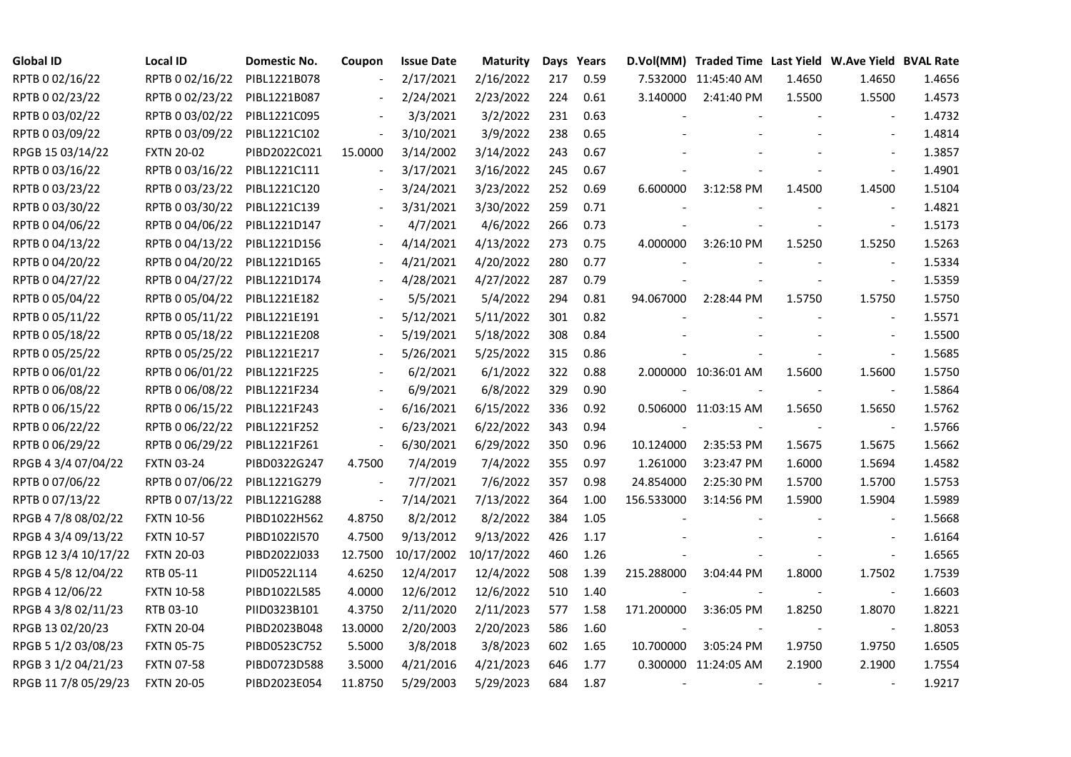| Global ID | Local ID | Domestic No. | Coupon | Issue Date | Maturity | Days | Years | D.Vol(MM) | Traded Time | Last Yield | W.Ave Yield | BVAL Rate |
|---|---|---|---|---|---|---|---|---|---|---|---|---|
| RPTB 0 02/16/22 | RPTB 0 02/16/22 | PIBL1221B078 | - | 2/17/2021 | 2/16/2022 | 217 | 0.59 | 7.532000 | 11:45:40 AM | 1.4650 | 1.4650 | 1.4656 |
| RPTB 0 02/23/22 | RPTB 0 02/23/22 | PIBL1221B087 | - | 2/24/2021 | 2/23/2022 | 224 | 0.61 | 3.140000 | 2:41:40 PM | 1.5500 | 1.5500 | 1.4573 |
| RPTB 0 03/02/22 | RPTB 0 03/02/22 | PIBL1221C095 | - | 3/3/2021 | 3/2/2022 | 231 | 0.63 | - | - | - | - | 1.4732 |
| RPTB 0 03/09/22 | RPTB 0 03/09/22 | PIBL1221C102 | - | 3/10/2021 | 3/9/2022 | 238 | 0.65 | - | - | - | - | 1.4814 |
| RPGB 15 03/14/22 | FXTN 20-02 | PIBD2022C021 | 15.0000 | 3/14/2002 | 3/14/2022 | 243 | 0.67 | - | - | - | - | 1.3857 |
| RPTB 0 03/16/22 | RPTB 0 03/16/22 | PIBL1221C111 | - | 3/17/2021 | 3/16/2022 | 245 | 0.67 | - | - | - | - | 1.4901 |
| RPTB 0 03/23/22 | RPTB 0 03/23/22 | PIBL1221C120 | - | 3/24/2021 | 3/23/2022 | 252 | 0.69 | 6.600000 | 3:12:58 PM | 1.4500 | 1.4500 | 1.5104 |
| RPTB 0 03/30/22 | RPTB 0 03/30/22 | PIBL1221C139 | - | 3/31/2021 | 3/30/2022 | 259 | 0.71 | - | - | - | - | 1.4821 |
| RPTB 0 04/06/22 | RPTB 0 04/06/22 | PIBL1221D147 | - | 4/7/2021 | 4/6/2022 | 266 | 0.73 | - | - | - | - | 1.5173 |
| RPTB 0 04/13/22 | RPTB 0 04/13/22 | PIBL1221D156 | - | 4/14/2021 | 4/13/2022 | 273 | 0.75 | 4.000000 | 3:26:10 PM | 1.5250 | 1.5250 | 1.5263 |
| RPTB 0 04/20/22 | RPTB 0 04/20/22 | PIBL1221D165 | - | 4/21/2021 | 4/20/2022 | 280 | 0.77 | - | - | - | - | 1.5334 |
| RPTB 0 04/27/22 | RPTB 0 04/27/22 | PIBL1221D174 | - | 4/28/2021 | 4/27/2022 | 287 | 0.79 | - | - | - | - | 1.5359 |
| RPTB 0 05/04/22 | RPTB 0 05/04/22 | PIBL1221E182 | - | 5/5/2021 | 5/4/2022 | 294 | 0.81 | 94.067000 | 2:28:44 PM | 1.5750 | 1.5750 | 1.5750 |
| RPTB 0 05/11/22 | RPTB 0 05/11/22 | PIBL1221E191 | - | 5/12/2021 | 5/11/2022 | 301 | 0.82 | - | - | - | - | 1.5571 |
| RPTB 0 05/18/22 | RPTB 0 05/18/22 | PIBL1221E208 | - | 5/19/2021 | 5/18/2022 | 308 | 0.84 | - | - | - | - | 1.5500 |
| RPTB 0 05/25/22 | RPTB 0 05/25/22 | PIBL1221E217 | - | 5/26/2021 | 5/25/2022 | 315 | 0.86 | - | - | - | - | 1.5685 |
| RPTB 0 06/01/22 | RPTB 0 06/01/22 | PIBL1221F225 | - | 6/2/2021 | 6/1/2022 | 322 | 0.88 | 2.000000 | 10:36:01 AM | 1.5600 | 1.5600 | 1.5750 |
| RPTB 0 06/08/22 | RPTB 0 06/08/22 | PIBL1221F234 | - | 6/9/2021 | 6/8/2022 | 329 | 0.90 | - | - | - | - | 1.5864 |
| RPTB 0 06/15/22 | RPTB 0 06/15/22 | PIBL1221F243 | - | 6/16/2021 | 6/15/2022 | 336 | 0.92 | 0.506000 | 11:03:15 AM | 1.5650 | 1.5650 | 1.5762 |
| RPTB 0 06/22/22 | RPTB 0 06/22/22 | PIBL1221F252 | - | 6/23/2021 | 6/22/2022 | 343 | 0.94 | - | - | - | - | 1.5766 |
| RPTB 0 06/29/22 | RPTB 0 06/29/22 | PIBL1221F261 | - | 6/30/2021 | 6/29/2022 | 350 | 0.96 | 10.124000 | 2:35:53 PM | 1.5675 | 1.5675 | 1.5662 |
| RPGB 4 3/4 07/04/22 | FXTN 03-24 | PIBD0322G247 | 4.7500 | 7/4/2019 | 7/4/2022 | 355 | 0.97 | 1.261000 | 3:23:47 PM | 1.6000 | 1.5694 | 1.4582 |
| RPTB 0 07/06/22 | RPTB 0 07/06/22 | PIBL1221G279 | - | 7/7/2021 | 7/6/2022 | 357 | 0.98 | 24.854000 | 2:25:30 PM | 1.5700 | 1.5700 | 1.5753 |
| RPTB 0 07/13/22 | RPTB 0 07/13/22 | PIBL1221G288 | - | 7/14/2021 | 7/13/2022 | 364 | 1.00 | 156.533000 | 3:14:56 PM | 1.5900 | 1.5904 | 1.5989 |
| RPGB 4 7/8 08/02/22 | FXTN 10-56 | PIBD1022H562 | 4.8750 | 8/2/2012 | 8/2/2022 | 384 | 1.05 | - | - | - | - | 1.5668 |
| RPGB 4 3/4 09/13/22 | FXTN 10-57 | PIBD1022I570 | 4.7500 | 9/13/2012 | 9/13/2022 | 426 | 1.17 | - | - | - | - | 1.6164 |
| RPGB 12 3/4 10/17/22 | FXTN 20-03 | PIBD2022J033 | 12.7500 | 10/17/2002 | 10/17/2022 | 460 | 1.26 | - | - | - | - | 1.6565 |
| RPGB 4 5/8 12/04/22 | RTB 05-11 | PIID0522L114 | 4.6250 | 12/4/2017 | 12/4/2022 | 508 | 1.39 | 215.288000 | 3:04:44 PM | 1.8000 | 1.7502 | 1.7539 |
| RPGB 4 12/06/22 | FXTN 10-58 | PIBD1022L585 | 4.0000 | 12/6/2012 | 12/6/2022 | 510 | 1.40 | - | - | - | - | 1.6603 |
| RPGB 4 3/8 02/11/23 | RTB 03-10 | PIID0323B101 | 4.3750 | 2/11/2020 | 2/11/2023 | 577 | 1.58 | 171.200000 | 3:36:05 PM | 1.8250 | 1.8070 | 1.8221 |
| RPGB 13 02/20/23 | FXTN 20-04 | PIBD2023B048 | 13.0000 | 2/20/2003 | 2/20/2023 | 586 | 1.60 | - | - | - | - | 1.8053 |
| RPGB 5 1/2 03/08/23 | FXTN 05-75 | PIBD0523C752 | 5.5000 | 3/8/2018 | 3/8/2023 | 602 | 1.65 | 10.700000 | 3:05:24 PM | 1.9750 | 1.9750 | 1.6505 |
| RPGB 3 1/2 04/21/23 | FXTN 07-58 | PIBD0723D588 | 3.5000 | 4/21/2016 | 4/21/2023 | 646 | 1.77 | 0.300000 | 11:24:05 AM | 2.1900 | 2.1900 | 1.7554 |
| RPGB 11 7/8 05/29/23 | FXTN 20-05 | PIBD2023E054 | 11.8750 | 5/29/2003 | 5/29/2023 | 684 | 1.87 | - | - | - | - | 1.9217 |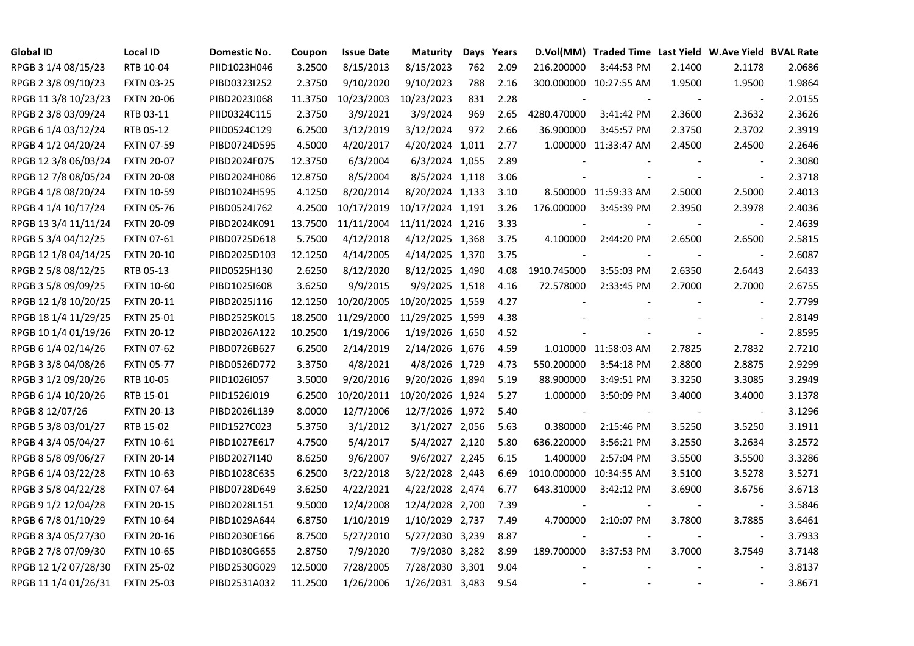| Global ID | Local ID | Domestic No. | Coupon | Issue Date | Maturity | Days | Years | D.Vol(MM) | Traded Time | Last Yield | W.Ave Yield | BVAL Rate |
|---|---|---|---|---|---|---|---|---|---|---|---|---|
| RPGB 3 1/4 08/15/23 | RTB 10-04 | PIID1023H046 | 3.2500 | 8/15/2013 | 8/15/2023 | 762 | 2.09 | 216.200000 | 3:44:53 PM | 2.1400 | 2.1178 | 2.0686 |
| RPGB 2 3/8 09/10/23 | FXTN 03-25 | PIBD0323I252 | 2.3750 | 9/10/2020 | 9/10/2023 | 788 | 2.16 | 300.000000 | 10:27:55 AM | 1.9500 | 1.9500 | 1.9864 |
| RPGB 11 3/8 10/23/23 | FXTN 20-06 | PIBD2023J068 | 11.3750 | 10/23/2003 | 10/23/2023 | 831 | 2.28 | - | - | - | - | 2.0155 |
| RPGB 2 3/8 03/09/24 | RTB 03-11 | PIID0324C115 | 2.3750 | 3/9/2021 | 3/9/2024 | 969 | 2.65 | 4280.470000 | 3:41:42 PM | 2.3600 | 2.3632 | 2.3626 |
| RPGB 6 1/4 03/12/24 | RTB 05-12 | PIID0524C129 | 6.2500 | 3/12/2019 | 3/12/2024 | 972 | 2.66 | 36.900000 | 3:45:57 PM | 2.3750 | 2.3702 | 2.3919 |
| RPGB 4 1/2 04/20/24 | FXTN 07-59 | PIBD0724D595 | 4.5000 | 4/20/2017 | 4/20/2024 | 1,011 | 2.77 | 1.000000 | 11:33:47 AM | 2.4500 | 2.4500 | 2.2646 |
| RPGB 12 3/8 06/03/24 | FXTN 20-07 | PIBD2024F075 | 12.3750 | 6/3/2004 | 6/3/2024 | 1,055 | 2.89 | - | - | - | - | 2.3080 |
| RPGB 12 7/8 08/05/24 | FXTN 20-08 | PIBD2024H086 | 12.8750 | 8/5/2004 | 8/5/2024 | 1,118 | 3.06 | - | - | - | - | 2.3718 |
| RPGB 4 1/8 08/20/24 | FXTN 10-59 | PIBD1024H595 | 4.1250 | 8/20/2014 | 8/20/2024 | 1,133 | 3.10 | 8.500000 | 11:59:33 AM | 2.5000 | 2.5000 | 2.4013 |
| RPGB 4 1/4 10/17/24 | FXTN 05-76 | PIBD0524J762 | 4.2500 | 10/17/2019 | 10/17/2024 | 1,191 | 3.26 | 176.000000 | 3:45:39 PM | 2.3950 | 2.3978 | 2.4036 |
| RPGB 13 3/4 11/11/24 | FXTN 20-09 | PIBD2024K091 | 13.7500 | 11/11/2004 | 11/11/2024 | 1,216 | 3.33 | - | - | - | - | 2.4639 |
| RPGB 5 3/4 04/12/25 | FXTN 07-61 | PIBD0725D618 | 5.7500 | 4/12/2018 | 4/12/2025 | 1,368 | 3.75 | 4.100000 | 2:44:20 PM | 2.6500 | 2.6500 | 2.5815 |
| RPGB 12 1/8 04/14/25 | FXTN 20-10 | PIBD2025D103 | 12.1250 | 4/14/2005 | 4/14/2025 | 1,370 | 3.75 | - | - | - | - | 2.6087 |
| RPGB 2 5/8 08/12/25 | RTB 05-13 | PIID0525H130 | 2.6250 | 8/12/2020 | 8/12/2025 | 1,490 | 4.08 | 1910.745000 | 3:55:03 PM | 2.6350 | 2.6443 | 2.6433 |
| RPGB 3 5/8 09/09/25 | FXTN 10-60 | PIBD1025I608 | 3.6250 | 9/9/2015 | 9/9/2025 | 1,518 | 4.16 | 72.578000 | 2:33:45 PM | 2.7000 | 2.7000 | 2.6755 |
| RPGB 12 1/8 10/20/25 | FXTN 20-11 | PIBD2025J116 | 12.1250 | 10/20/2005 | 10/20/2025 | 1,559 | 4.27 | - | - | - | - | 2.7799 |
| RPGB 18 1/4 11/29/25 | FXTN 25-01 | PIBD2525K015 | 18.2500 | 11/29/2000 | 11/29/2025 | 1,599 | 4.38 | - | - | - | - | 2.8149 |
| RPGB 10 1/4 01/19/26 | FXTN 20-12 | PIBD2026A122 | 10.2500 | 1/19/2006 | 1/19/2026 | 1,650 | 4.52 | - | - | - | - | 2.8595 |
| RPGB 6 1/4 02/14/26 | FXTN 07-62 | PIBD0726B627 | 6.2500 | 2/14/2019 | 2/14/2026 | 1,676 | 4.59 | 1.010000 | 11:58:03 AM | 2.7825 | 2.7832 | 2.7210 |
| RPGB 3 3/8 04/08/26 | FXTN 05-77 | PIBD0526D772 | 3.3750 | 4/8/2021 | 4/8/2026 | 1,729 | 4.73 | 550.200000 | 3:54:18 PM | 2.8800 | 2.8875 | 2.9299 |
| RPGB 3 1/2 09/20/26 | RTB 10-05 | PIID1026I057 | 3.5000 | 9/20/2016 | 9/20/2026 | 1,894 | 5.19 | 88.900000 | 3:49:51 PM | 3.3250 | 3.3085 | 3.2949 |
| RPGB 6 1/4 10/20/26 | RTB 15-01 | PIID1526J019 | 6.2500 | 10/20/2011 | 10/20/2026 | 1,924 | 5.27 | 1.000000 | 3:50:09 PM | 3.4000 | 3.4000 | 3.1378 |
| RPGB 8 12/07/26 | FXTN 20-13 | PIBD2026L139 | 8.0000 | 12/7/2006 | 12/7/2026 | 1,972 | 5.40 | - | - | - | - | 3.1296 |
| RPGB 5 3/8 03/01/27 | RTB 15-02 | PIID1527C023 | 5.3750 | 3/1/2012 | 3/1/2027 | 2,056 | 5.63 | 0.380000 | 2:15:46 PM | 3.5250 | 3.5250 | 3.1911 |
| RPGB 4 3/4 05/04/27 | FXTN 10-61 | PIBD1027E617 | 4.7500 | 5/4/2017 | 5/4/2027 | 2,120 | 5.80 | 636.220000 | 3:56:21 PM | 3.2550 | 3.2634 | 3.2572 |
| RPGB 8 5/8 09/06/27 | FXTN 20-14 | PIBD2027I140 | 8.6250 | 9/6/2007 | 9/6/2027 | 2,245 | 6.15 | 1.400000 | 2:57:04 PM | 3.5500 | 3.5500 | 3.3286 |
| RPGB 6 1/4 03/22/28 | FXTN 10-63 | PIBD1028C635 | 6.2500 | 3/22/2018 | 3/22/2028 | 2,443 | 6.69 | 1010.000000 | 10:34:55 AM | 3.5100 | 3.5278 | 3.5271 |
| RPGB 3 5/8 04/22/28 | FXTN 07-64 | PIBD0728D649 | 3.6250 | 4/22/2021 | 4/22/2028 | 2,474 | 6.77 | 643.310000 | 3:42:12 PM | 3.6900 | 3.6756 | 3.6713 |
| RPGB 9 1/2 12/04/28 | FXTN 20-15 | PIBD2028L151 | 9.5000 | 12/4/2008 | 12/4/2028 | 2,700 | 7.39 | - | - | - | - | 3.5846 |
| RPGB 6 7/8 01/10/29 | FXTN 10-64 | PIBD1029A644 | 6.8750 | 1/10/2019 | 1/10/2029 | 2,737 | 7.49 | 4.700000 | 2:10:07 PM | 3.7800 | 3.7885 | 3.6461 |
| RPGB 8 3/4 05/27/30 | FXTN 20-16 | PIBD2030E166 | 8.7500 | 5/27/2010 | 5/27/2030 | 3,239 | 8.87 | - | - | - | - | 3.7933 |
| RPGB 2 7/8 07/09/30 | FXTN 10-65 | PIBD1030G655 | 2.8750 | 7/9/2020 | 7/9/2030 | 3,282 | 8.99 | 189.700000 | 3:37:53 PM | 3.7000 | 3.7549 | 3.7148 |
| RPGB 12 1/2 07/28/30 | FXTN 25-02 | PIBD2530G029 | 12.5000 | 7/28/2005 | 7/28/2030 | 3,301 | 9.04 | - | - | - | - | 3.8137 |
| RPGB 11 1/4 01/26/31 | FXTN 25-03 | PIBD2531A032 | 11.2500 | 1/26/2006 | 1/26/2031 | 3,483 | 9.54 | - | - | - | - | 3.8671 |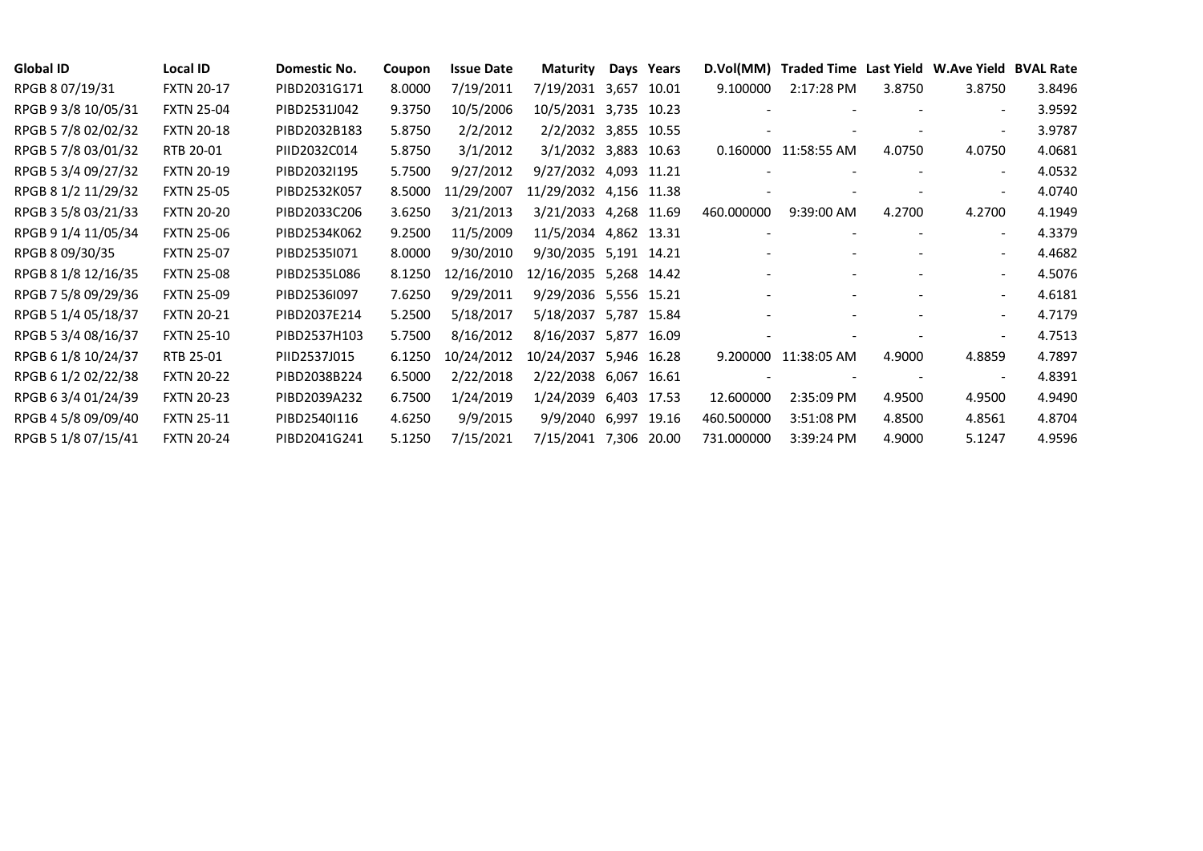| Global ID | Local ID | Domestic No. | Coupon | Issue Date | Maturity | Days | Years | D.Vol(MM) | Traded Time | Last Yield | W.Ave Yield | BVAL Rate |
|---|---|---|---|---|---|---|---|---|---|---|---|---|
| RPGB 8 07/19/31 | FXTN 20-17 | PIBD2031G171 | 8.0000 | 7/19/2011 | 7/19/2031 | 3,657 | 10.01 | 9.100000 | 2:17:28 PM | 3.8750 | 3.8750 | 3.8496 |
| RPGB 9 3/8 10/05/31 | FXTN 25-04 | PIBD2531J042 | 9.3750 | 10/5/2006 | 10/5/2031 | 3,735 | 10.23 | - | - | - | - | 3.9592 |
| RPGB 5 7/8 02/02/32 | FXTN 20-18 | PIBD2032B183 | 5.8750 | 2/2/2012 | 2/2/2032 | 3,855 | 10.55 | - | - | - | - | 3.9787 |
| RPGB 5 7/8 03/01/32 | RTB 20-01 | PIID2032C014 | 5.8750 | 3/1/2012 | 3/1/2032 | 3,883 | 10.63 | 0.160000 | 11:58:55 AM | 4.0750 | 4.0750 | 4.0681 |
| RPGB 5 3/4 09/27/32 | FXTN 20-19 | PIBD2032I195 | 5.7500 | 9/27/2012 | 9/27/2032 | 4,093 | 11.21 | - | - | - | - | 4.0532 |
| RPGB 8 1/2 11/29/32 | FXTN 25-05 | PIBD2532K057 | 8.5000 | 11/29/2007 | 11/29/2032 | 4,156 | 11.38 | - | - | - | - | 4.0740 |
| RPGB 3 5/8 03/21/33 | FXTN 20-20 | PIBD2033C206 | 3.6250 | 3/21/2013 | 3/21/2033 | 4,268 | 11.69 | 460.000000 | 9:39:00 AM | 4.2700 | 4.2700 | 4.1949 |
| RPGB 9 1/4 11/05/34 | FXTN 25-06 | PIBD2534K062 | 9.2500 | 11/5/2009 | 11/5/2034 | 4,862 | 13.31 | - | - | - | - | 4.3379 |
| RPGB 8 09/30/35 | FXTN 25-07 | PIBD2535I071 | 8.0000 | 9/30/2010 | 9/30/2035 | 5,191 | 14.21 | - | - | - | - | 4.4682 |
| RPGB 8 1/8 12/16/35 | FXTN 25-08 | PIBD2535L086 | 8.1250 | 12/16/2010 | 12/16/2035 | 5,268 | 14.42 | - | - | - | - | 4.5076 |
| RPGB 7 5/8 09/29/36 | FXTN 25-09 | PIBD2536I097 | 7.6250 | 9/29/2011 | 9/29/2036 | 5,556 | 15.21 | - | - | - | - | 4.6181 |
| RPGB 5 1/4 05/18/37 | FXTN 20-21 | PIBD2037E214 | 5.2500 | 5/18/2017 | 5/18/2037 | 5,787 | 15.84 | - | - | - | - | 4.7179 |
| RPGB 5 3/4 08/16/37 | FXTN 25-10 | PIBD2537H103 | 5.7500 | 8/16/2012 | 8/16/2037 | 5,877 | 16.09 | - | - | - | - | 4.7513 |
| RPGB 6 1/8 10/24/37 | RTB 25-01 | PIID2537J015 | 6.1250 | 10/24/2012 | 10/24/2037 | 5,946 | 16.28 | 9.200000 | 11:38:05 AM | 4.9000 | 4.8859 | 4.7897 |
| RPGB 6 1/2 02/22/38 | FXTN 20-22 | PIBD2038B224 | 6.5000 | 2/22/2018 | 2/22/2038 | 6,067 | 16.61 | - | - | - | - | 4.8391 |
| RPGB 6 3/4 01/24/39 | FXTN 20-23 | PIBD2039A232 | 6.7500 | 1/24/2019 | 1/24/2039 | 6,403 | 17.53 | 12.600000 | 2:35:09 PM | 4.9500 | 4.9500 | 4.9490 |
| RPGB 4 5/8 09/09/40 | FXTN 25-11 | PIBD2540I116 | 4.6250 | 9/9/2015 | 9/9/2040 | 6,997 | 19.16 | 460.500000 | 3:51:08 PM | 4.8500 | 4.8561 | 4.8704 |
| RPGB 5 1/8 07/15/41 | FXTN 20-24 | PIBD2041G241 | 5.1250 | 7/15/2021 | 7/15/2041 | 7,306 | 20.00 | 731.000000 | 3:39:24 PM | 4.9000 | 5.1247 | 4.9596 |